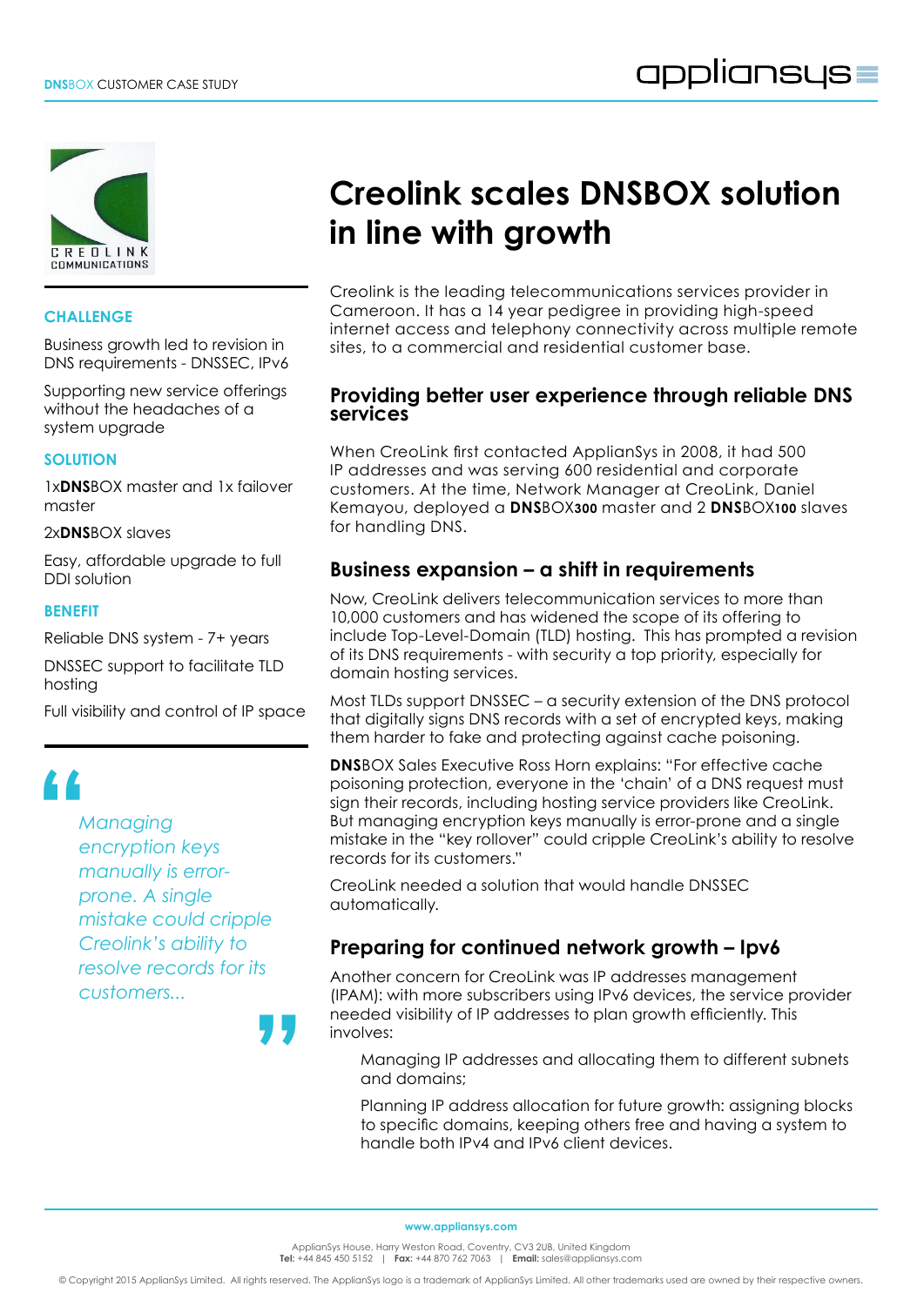# Creolink scales DNSBOX solution in line with growth

## CHALLENGE

Business growth led to revision in DNS requirements - DNSSEC, IPv6

Supporting new service offerings without the headaches of a system upgrade

## SOLUTION

1x**DNS**BOX master and 1x failover master

2x**DNS**BOX slaves

Easy, affordable upgrade to full DDI solution

## BENEFIT

Reliable DNS system - 7+ years

DNSSEC support to facilitate TLD hosting

Full visibility and control of IP space

> *Managing encryption keys manually is error-prone. A single mistake could cripple Creolink's ability to resolve records for its customers...*

Creolink is the leading telecommunications services provider in Cameroon. It has a 14 year pedigree in providing high-speed internet access and telephony connectivity across multiple remote sites, to a commercial and residential customer base.

## Providing better user experience through reliable DNS services

When CreoLink first contacted AppliansSys in 2008, it had 500 IP addresses and was serving 600 residential and corporate customers. At the time, Network Manager at CreoLink, Daniel Kemayou, deployed a **DNS**BOX**300** master and 2 **DNS**BOX**100** slaves for handling DNS.

## Business expansion – a shift in requirements

Now, CreoLink delivers telecommunication services to more than 10,000 customers and has widened the scope of its offering to include Top-Level-Domain (TLD) hosting. This has prompted a revision of its DNS requirements - with security a top priority, especially for domain hosting services.

Most TLDs support DNSSEC – a security extension of the DNS protocol that digitally signs DNS records with a set of encrypted keys, making them harder to fake and protecting against cache poisoning.

**DNS**BOX Sales Executive Ross Horn explains: "For effective cache poisoning protection, everyone in the 'chain' of a DNS request must sign their records, including hosting service providers like CreoLink. But managing encryption keys manually is error-prone and a single mistake in the "key rollover" could cripple CreoLink's ability to resolve records for its customers."

CreoLink needed a solution that would handle DNSSEC automatically.

## Preparing for continued network growth – Ipv6

Another concern for CreoLink was IP addresses management (IPAM): with more subscribers using IPv6 devices, the service provider needed visibility of IP addresses to plan growth efficiently. This involves:

- Managing IP addresses and allocating them to different subnets and domains;
- Planning IP address allocation for future growth: assigning blocks to specific domains, keeping others free and having a system to handle both IPv4 and IPv6 client devices.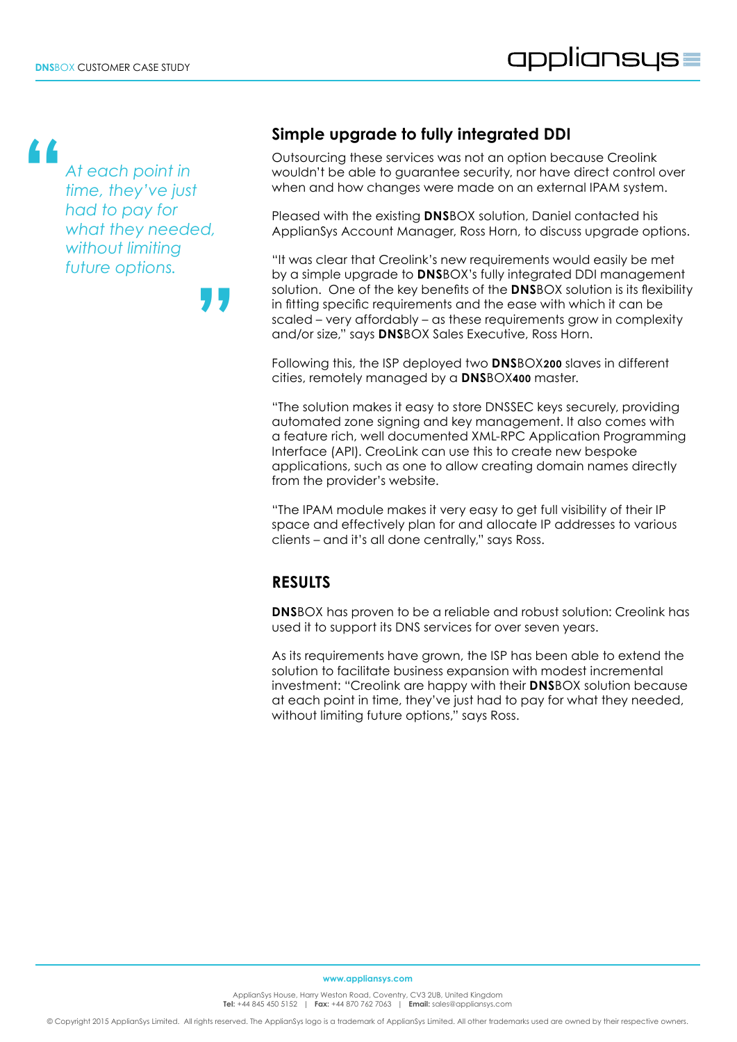> *At each point in time, they've just had to pay for what they needed, without limiting future options.*

## Simple upgrade to fully integrated DDI

Outsourcing these services was not an option because Creolink wouldn't be able to guarantee security, nor have direct control over when and how changes were made on an external IPAM system.

Pleased with the existing **DNS**BOX solution, Daniel contacted his ApplianSys Account Manager, Ross Horn, to discuss upgrade options.

"It was clear that Creolink's new requirements would easily be met by a simple upgrade to **DNS**BOX's fully integrated DDI management solution. One of the key benefits of the **DNS**BOX solution is its flexibility in fitting specific requirements and the ease with which it can be scaled – very affordably – as these requirements grow in complexity and/or size," says **DNS**BOX Sales Executive, Ross Horn.

Following this, the ISP deployed two **DNS**BOX**200** slaves in different cities, remotely managed by a **DNS**BOX**400** master.

"The solution makes it easy to store DNSSEC keys securely, providing automated zone signing and key management. It also comes with a feature rich, well documented XML-RPC Application Programming Interface (API). CreoLink can use this to create new bespoke applications, such as one to allow creating domain names directly from the provider's website.

"The IPAM module makes it very easy to get full visibility of their IP space and effectively plan for and allocate IP addresses to various clients – and it's all done centrally," says Ross.

## RESULTS

**DNS**BOX has proven to be a reliable and robust solution: Creolink has used it to support its DNS services for over seven years.

As its requirements have grown, the ISP has been able to extend the solution to facilitate business expansion with modest incremental investment: "Creolink are happy with their **DNS**BOX solution because at each point in time, they've just had to pay for what they needed, without limiting future options," says Ross.

www.appliansys.com

ApplianSys House, Harry Weston Road, Coventry, CV3 2UB, United Kingdom
**Tel:** +44 845 450 5152 | **Fax:** +44 870 762 7063 | **Email:** sales@appliansys.com

© Copyright 2015 ApplianSys Limited. All rights reserved. The ApplianSys logo is a trademark of ApplianSys Limited. All other trademarks used are owned by their respective owners.